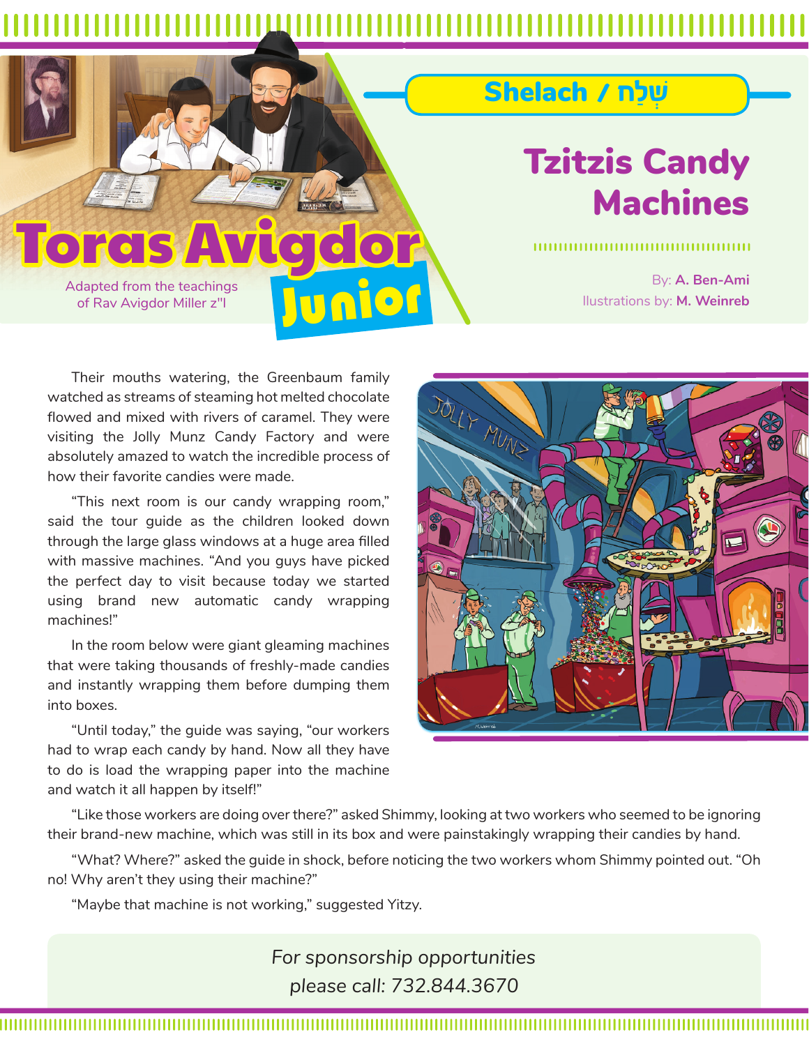# Toras Avigdor Junior

Adapted from the teachings of Rav Avigdor Miller z"l

## Shelach / שְׁלַח

# Tzitzis Candy Machines

By: **A. Ben-Ami**
Illustrations by: **M. Weinreb**

Their mouths watering, the Greenbaum family watched as streams of steaming hot melted chocolate flowed and mixed with rivers of caramel. They were visiting the Jolly Munz Candy Factory and were absolutely amazed to watch the incredible process of how their favorite candies were made.

"This next room is our candy wrapping room," said the tour guide as the children looked down through the large glass windows at a huge area filled with massive machines. "And you guys have picked the perfect day to visit because today we started using brand new automatic candy wrapping machines!"

In the room below were giant gleaming machines that were taking thousands of freshly-made candies and instantly wrapping them before dumping them into boxes.

"Until today," the guide was saying, "our workers had to wrap each candy by hand. Now all they have to do is load the wrapping paper into the machine and watch it all happen by itself!"

"Like those workers are doing over there?" asked Shimmy, looking at two workers who seemed to be ignoring their brand-new machine, which was still in its box and were painstakingly wrapping their candies by hand.

"What? Where?" asked the guide in shock, before noticing the two workers whom Shimmy pointed out. "Oh no! Why aren't they using their machine?"

"Maybe that machine is not working," suggested Yitzy.

*For sponsorship opportunities please call: 732.844.3670*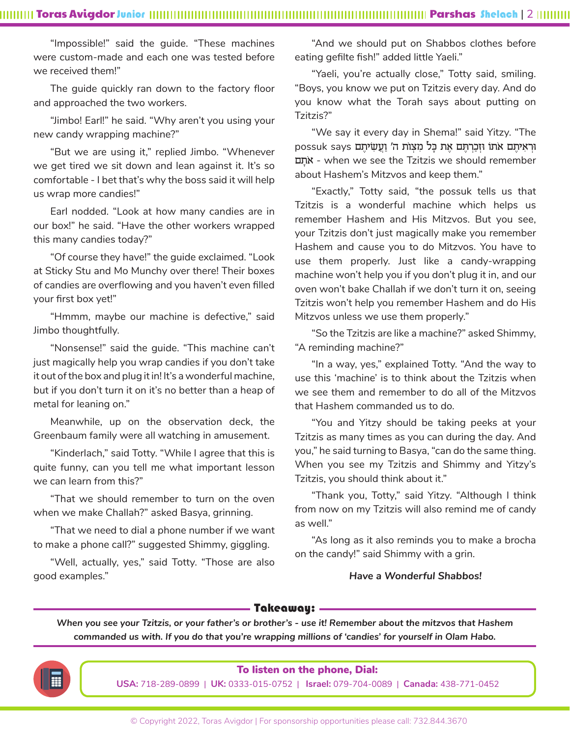"Impossible!" said the guide. "These machines were custom-made and each one was tested before we received them!"

The guide quickly ran down to the factory floor and approached the two workers.

"Jimbo! Earl!" he said. "Why aren't you using your new candy wrapping machine?"

"But we are using it," replied Jimbo. "Whenever we get tired we sit down and lean against it. It's so comfortable - I bet that's why the boss said it will help us wrap more candies!"

Earl nodded. "Look at how many candies are in our box!" he said. "Have the other workers wrapped this many candies today?"

"Of course they have!" the guide exclaimed. "Look at Sticky Stu and Mo Munchy over there! Their boxes of candies are overflowing and you haven't even filled your first box yet!"

"Hmmm, maybe our machine is defective," said Jimbo thoughtfully.

"Nonsense!" said the guide. "This machine can't just magically help you wrap candies if you don't take it out of the box and plug it in! It's a wonderful machine, but if you don't turn it on it's no better than a heap of metal for leaning on."

Meanwhile, up on the observation deck, the Greenbaum family were all watching in amusement.

"Kinderlach," said Totty. "While I agree that this is quite funny, can you tell me what important lesson we can learn from this?"

"That we should remember to turn on the oven when we make Challah?" asked Basya, grinning.

"That we need to dial a phone number if we want to make a phone call?" suggested Shimmy, giggling.

"Well, actually, yes," said Totty. "Those are also good examples."

"And we should put on Shabbos clothes before eating gefilte fish!" added little Yaeli."

"Yaeli, you're actually close," Totty said, smiling. "Boys, you know we put on Tzitzis every day. And do you know what the Torah says about putting on Tzitzis?"

"We say it every day in Shema!" said Yitzy. "The possuk says וּרְאִיתֶם אֹתוֹ וּזְכַרְתֶּם אֶת כָּל מִצְוֹת ה׳ וַעֲשִׂיתֶם אֹתָם - when we see the Tzitzis we should remember about Hashem's Mitzvos and keep them."

"Exactly," Totty said, "the possuk tells us that Tzitzis is a wonderful machine which helps us remember Hashem and His Mitzvos. But you see, your Tzitzis don't just magically make you remember Hashem and cause you to do Mitzvos. You have to use them properly. Just like a candy-wrapping machine won't help you if you don't plug it in, and our oven won't bake Challah if we don't turn it on, seeing Tzitzis won't help you remember Hashem and do His Mitzvos unless we use them properly."

"So the Tzitzis are like a machine?" asked Shimmy, "A reminding machine?"

"In a way, yes," explained Totty. "And the way to use this 'machine' is to think about the Tzitzis when we see them and remember to do all of the Mitzvos that Hashem commanded us to do.

"You and Yitzy should be taking peeks at your Tzitzis as many times as you can during the day. And you," he said turning to Basya, "can do the same thing. When you see my Tzitzis and Shimmy and Yitzy's Tzitzis, you should think about it."

"Thank you, Totty," said Yitzy. "Although I think from now on my Tzitzis will also remind me of candy as well."

"As long as it also reminds you to make a brocha on the candy!" said Shimmy with a grin.

***Have a Wonderful Shabbos!***

## Takeaway:

***When you see your Tzitzis, or your father's or brother's - use it! Remember about the mitzvos that Hashem commanded us with. If you do that you're wrapping millions of 'candies' for yourself in Olam Habo.***

**To listen on the phone, Dial:**

**USA:** 718-289-0899 | **UK:** 0333-015-0752 | **Israel:** 079-704-0089 | **Canada:** 438-771-0452

© Copyright 2022, Toras Avigdor | For sponsorship opportunities please call: 732.844.3670